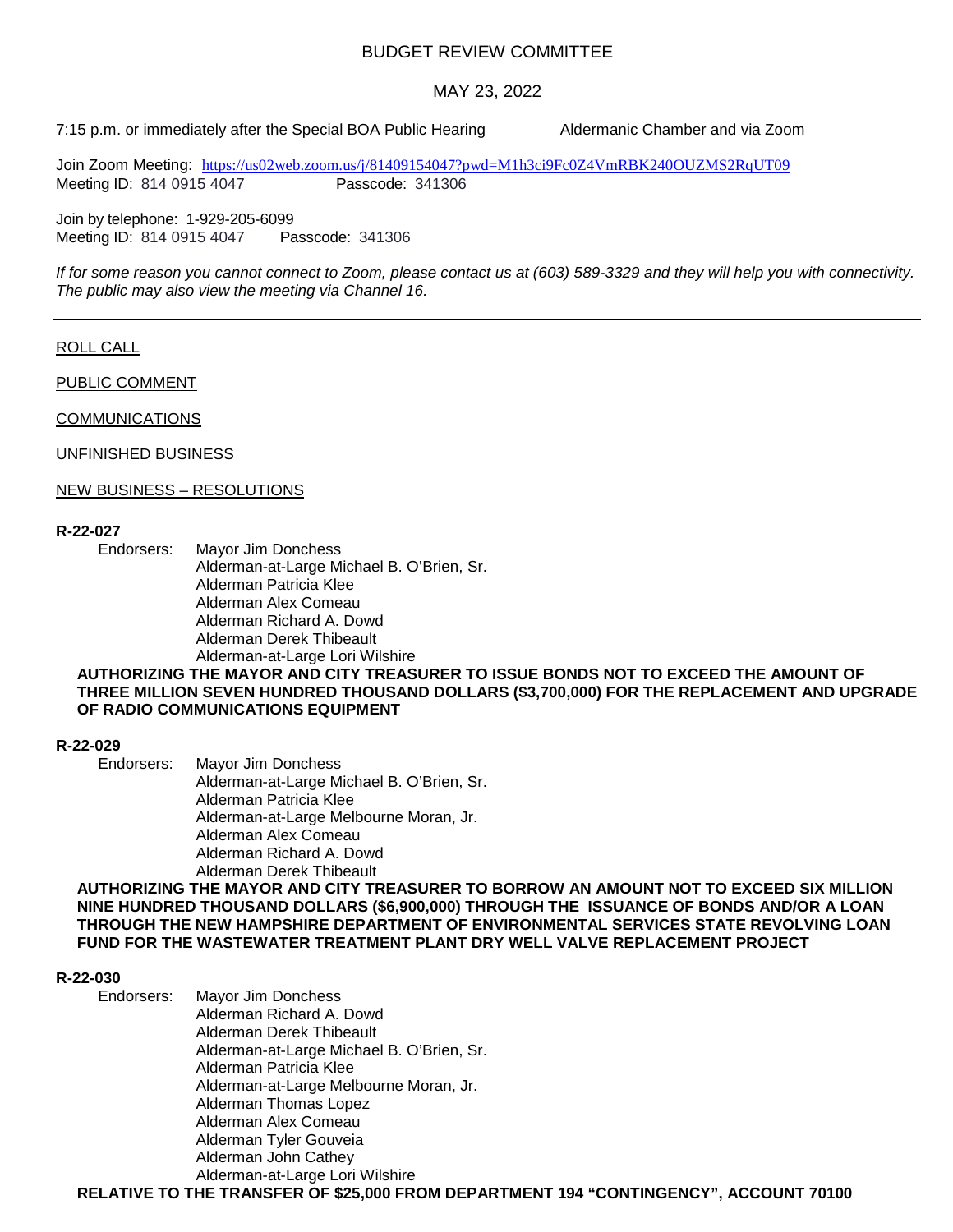# BUDGET REVIEW COMMITTEE

## MAY 23, 2022

7:15 p.m. or immediately after the Special BOA Public Hearing     Aldermanic Chamber and via Zoom

Join Zoom Meeting: https://us02web.zoom.us/j/81409154047?pwd=M1h3ci9Fc0Z4VmRBK240OUZMS2RqUT09
Meeting ID: 814 0915 4047     Passcode: 341306

Join by telephone: 1-929-205-6099
Meeting ID: 814 0915 4047     Passcode: 341306

*If for some reason you cannot connect to Zoom, please contact us at (603) 589-3329 and they will help you with connectivity. The public may also view the meeting via Channel 16.*

---

ROLL CALL

PUBLIC COMMENT

COMMUNICATIONS

UNFINISHED BUSINESS

NEW BUSINESS – RESOLUTIONS

**R-22-027**

Endorsers: Mayor Jim Donchess
Alderman-at-Large Michael B. O'Brien, Sr.
Alderman Patricia Klee
Alderman Alex Comeau
Alderman Richard A. Dowd
Alderman Derek Thibeault
Alderman-at-Large Lori Wilshire

**AUTHORIZING THE MAYOR AND CITY TREASURER TO ISSUE BONDS NOT TO EXCEED THE AMOUNT OF THREE MILLION SEVEN HUNDRED THOUSAND DOLLARS ($3,700,000) FOR THE REPLACEMENT AND UPGRADE OF RADIO COMMUNICATIONS EQUIPMENT**

**R-22-029**

Endorsers: Mayor Jim Donchess
Alderman-at-Large Michael B. O'Brien, Sr.
Alderman Patricia Klee
Alderman-at-Large Melbourne Moran, Jr.
Alderman Alex Comeau
Alderman Richard A. Dowd
Alderman Derek Thibeault

**AUTHORIZING THE MAYOR AND CITY TREASURER TO BORROW AN AMOUNT NOT TO EXCEED SIX MILLION NINE HUNDRED THOUSAND DOLLARS ($6,900,000) THROUGH THE ISSUANCE OF BONDS AND/OR A LOAN THROUGH THE NEW HAMPSHIRE DEPARTMENT OF ENVIRONMENTAL SERVICES STATE REVOLVING LOAN FUND FOR THE WASTEWATER TREATMENT PLANT DRY WELL VALVE REPLACEMENT PROJECT**

**R-22-030**

Endorsers: Mayor Jim Donchess
Alderman Richard A. Dowd
Alderman Derek Thibeault
Alderman-at-Large Michael B. O'Brien, Sr.
Alderman Patricia Klee
Alderman-at-Large Melbourne Moran, Jr.
Alderman Thomas Lopez
Alderman Alex Comeau
Alderman Tyler Gouveia
Alderman John Cathey
Alderman-at-Large Lori Wilshire

**RELATIVE TO THE TRANSFER OF $25,000 FROM DEPARTMENT 194 "CONTINGENCY", ACCOUNT 70100**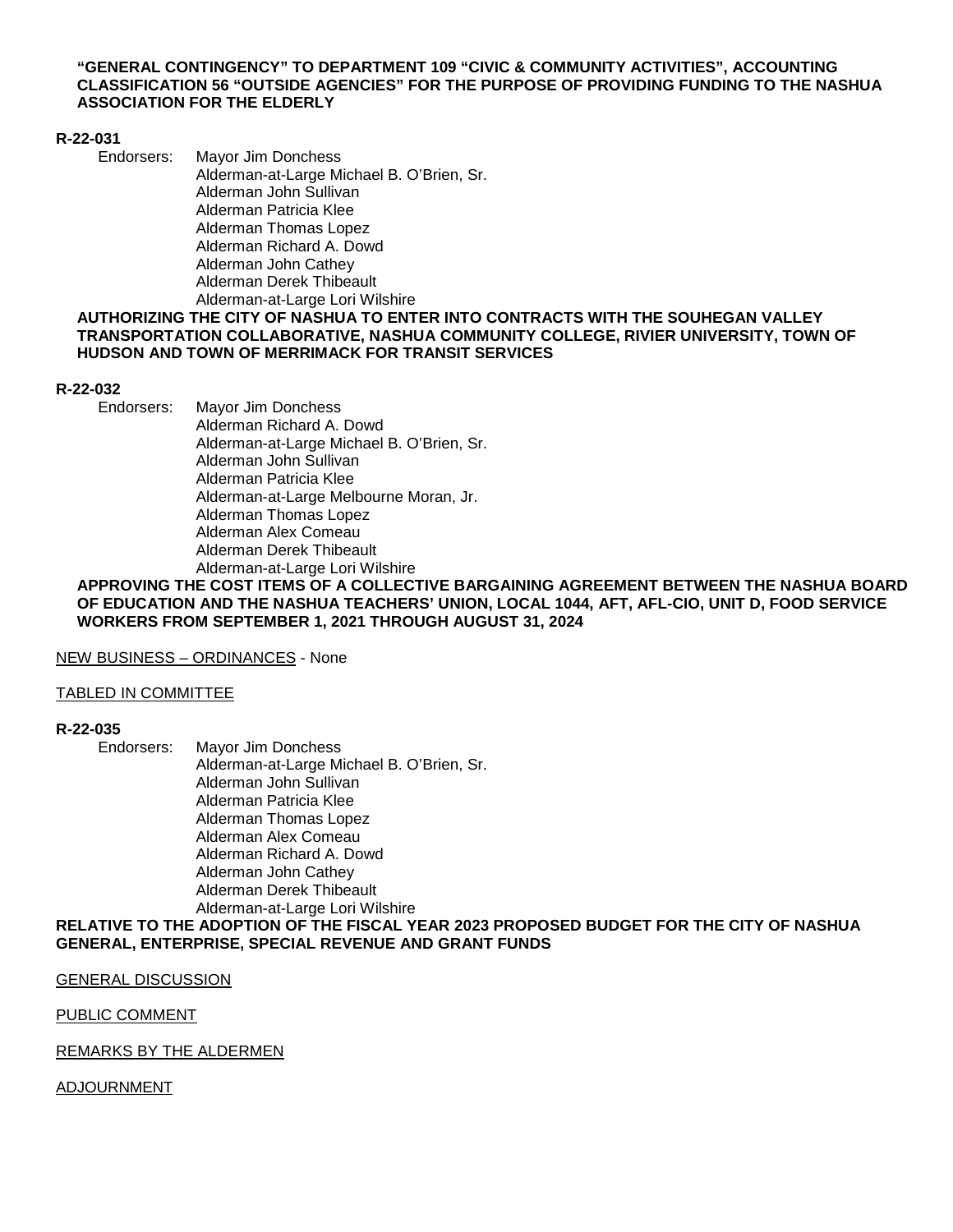**"GENERAL CONTINGENCY" TO DEPARTMENT 109 "CIVIC & COMMUNITY ACTIVITIES", ACCOUNTING CLASSIFICATION 56 "OUTSIDE AGENCIES" FOR THE PURPOSE OF PROVIDING FUNDING TO THE NASHUA ASSOCIATION FOR THE ELDERLY**

**R-22-031**

Endorsers: Mayor Jim Donchess
Alderman-at-Large Michael B. O'Brien, Sr.
Alderman John Sullivan
Alderman Patricia Klee
Alderman Thomas Lopez
Alderman Richard A. Dowd
Alderman John Cathey
Alderman Derek Thibeault
Alderman-at-Large Lori Wilshire

**AUTHORIZING THE CITY OF NASHUA TO ENTER INTO CONTRACTS WITH THE SOUHEGAN VALLEY TRANSPORTATION COLLABORATIVE, NASHUA COMMUNITY COLLEGE, RIVIER UNIVERSITY, TOWN OF HUDSON AND TOWN OF MERRIMACK FOR TRANSIT SERVICES**

**R-22-032**

Endorsers: Mayor Jim Donchess
Alderman Richard A. Dowd
Alderman-at-Large Michael B. O'Brien, Sr.
Alderman John Sullivan
Alderman Patricia Klee
Alderman-at-Large Melbourne Moran, Jr.
Alderman Thomas Lopez
Alderman Alex Comeau
Alderman Derek Thibeault
Alderman-at-Large Lori Wilshire

**APPROVING THE COST ITEMS OF A COLLECTIVE BARGAINING AGREEMENT BETWEEN THE NASHUA BOARD OF EDUCATION AND THE NASHUA TEACHERS' UNION, LOCAL 1044, AFT, AFL-CIO, UNIT D, FOOD SERVICE WORKERS FROM SEPTEMBER 1, 2021 THROUGH AUGUST 31, 2024**

NEW BUSINESS – ORDINANCES - None

TABLED IN COMMITTEE

**R-22-035**

Endorsers: Mayor Jim Donchess
Alderman-at-Large Michael B. O'Brien, Sr.
Alderman John Sullivan
Alderman Patricia Klee
Alderman Thomas Lopez
Alderman Alex Comeau
Alderman Richard A. Dowd
Alderman John Cathey
Alderman Derek Thibeault
Alderman-at-Large Lori Wilshire

**RELATIVE TO THE ADOPTION OF THE FISCAL YEAR 2023 PROPOSED BUDGET FOR THE CITY OF NASHUA GENERAL, ENTERPRISE, SPECIAL REVENUE AND GRANT FUNDS**

GENERAL DISCUSSION

PUBLIC COMMENT

REMARKS BY THE ALDERMEN

ADJOURNMENT